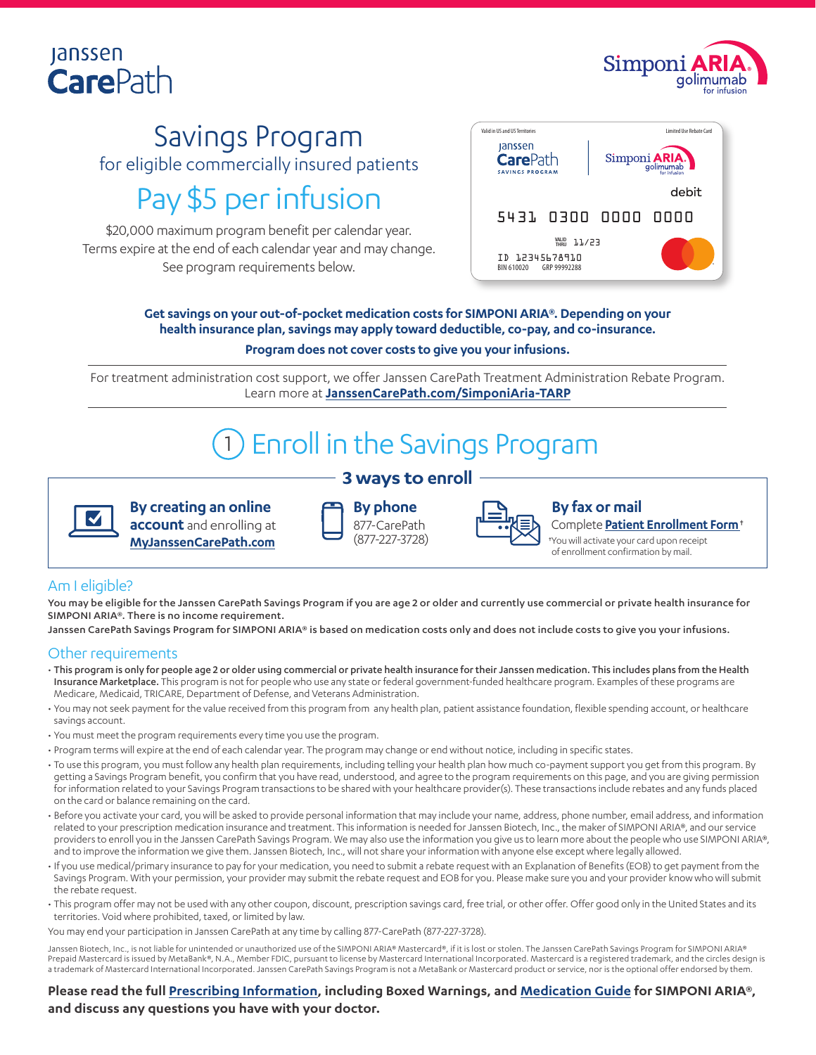Janssen **Care**Path

Simponi ARIA® golimumab for infusion

# Savings Program

for eligible commercially insured patients

## Pay $5 per infusion

$20,000 maximum program benefit per calendar year.
Terms expire at the end of each calendar year and may change.
See program requirements below.

Valid in US and US Territories | Limited Use Rebate Card
Janssen CarePath SAVINGS PROGRAM | Simponi ARIA® golimumab for infusion
debit
5431 0300 0000 0000
VALID THRU 11/23
ID 12345678910
BIN 610020 GRP 99992288

**Get savings on your out-of-pocket medication costs for SIMPONI ARIA®. Depending on your health insurance plan, savings may apply toward deductible, co-pay, and co-insurance.**

**Program does not cover costs to give you your infusions.**

For treatment administration cost support, we offer Janssen CarePath Treatment Administration Rebate Program. Learn more at **JanssenCarePath.com/SimponiAria-TARP**

## 1 Enroll in the Savings Program

### 3 ways to enroll

**By creating an online account** and enrolling at **MyJanssenCarePath.com**

**By phone**
877-CarePath
(877-227-3728)

**By fax or mail**
Complete **Patient Enrollment Form**†

†You will activate your card upon receipt of enrollment confirmation by mail.

### Am I eligible?

**You may be eligible for the Janssen CarePath Savings Program if you are age 2 or older and currently use commercial or private health insurance for SIMPONI ARIA®. There is no income requirement.**

**Janssen CarePath Savings Program for SIMPONI ARIA® is based on medication costs only and does not include costs to give you your infusions.**

### Other requirements

- **This program is only for people age 2 or older using commercial or private health insurance for their Janssen medication. This includes plans from the Health Insurance Marketplace.** This program is not for people who use any state or federal government-funded healthcare program. Examples of these programs are Medicare, Medicaid, TRICARE, Department of Defense, and Veterans Administration.
- You may not seek payment for the value received from this program from any health plan, patient assistance foundation, flexible spending account, or healthcare savings account.
- You must meet the program requirements every time you use the program.
- Program terms will expire at the end of each calendar year. The program may change or end without notice, including in specific states.
- To use this program, you must follow any health plan requirements, including telling your health plan how much co-payment support you get from this program. By getting a Savings Program benefit, you confirm that you have read, understood, and agree to the program requirements on this page, and you are giving permission for information related to your Savings Program transactions to be shared with your healthcare provider(s). These transactions include rebates and any funds placed on the card or balance remaining on the card.
- Before you activate your card, you will be asked to provide personal information that may include your name, address, phone number, email address, and information related to your prescription medication insurance and treatment. This information is needed for Janssen Biotech, Inc., the maker of SIMPONI ARIA®, and our service providers to enroll you in the Janssen CarePath Savings Program. We may also use the information you give us to learn more about the people who use SIMPONI ARIA®, and to improve the information we give them. Janssen Biotech, Inc., will not share your information with anyone else except where legally allowed.
- If you use medical/primary insurance to pay for your medication, you need to submit a rebate request with an Explanation of Benefits (EOB) to get payment from the Savings Program. With your permission, your provider may submit the rebate request and EOB for you. Please make sure you and your provider know who will submit the rebate request.
- This program offer may not be used with any other coupon, discount, prescription savings card, free trial, or other offer. Offer good only in the United States and its territories. Void where prohibited, taxed, or limited by law.

You may end your participation in Janssen CarePath at any time by calling 877-CarePath (877-227-3728).

Janssen Biotech, Inc., is not liable for unintended or unauthorized use of the SIMPONI ARIA® Mastercard®, if it is lost or stolen. The Janssen CarePath Savings Program for SIMPONI ARIA® Prepaid Mastercard is issued by MetaBank®, N.A., Member FDIC, pursuant to license by Mastercard International Incorporated. Mastercard is a registered trademark, and the circles design is a trademark of Mastercard International Incorporated. Janssen CarePath Savings Program is not a MetaBank or Mastercard product or service, nor is the optional offer endorsed by them.

**Please read the full Prescribing Information, including Boxed Warnings, and Medication Guide for SIMPONI ARIA®, and discuss any questions you have with your doctor.**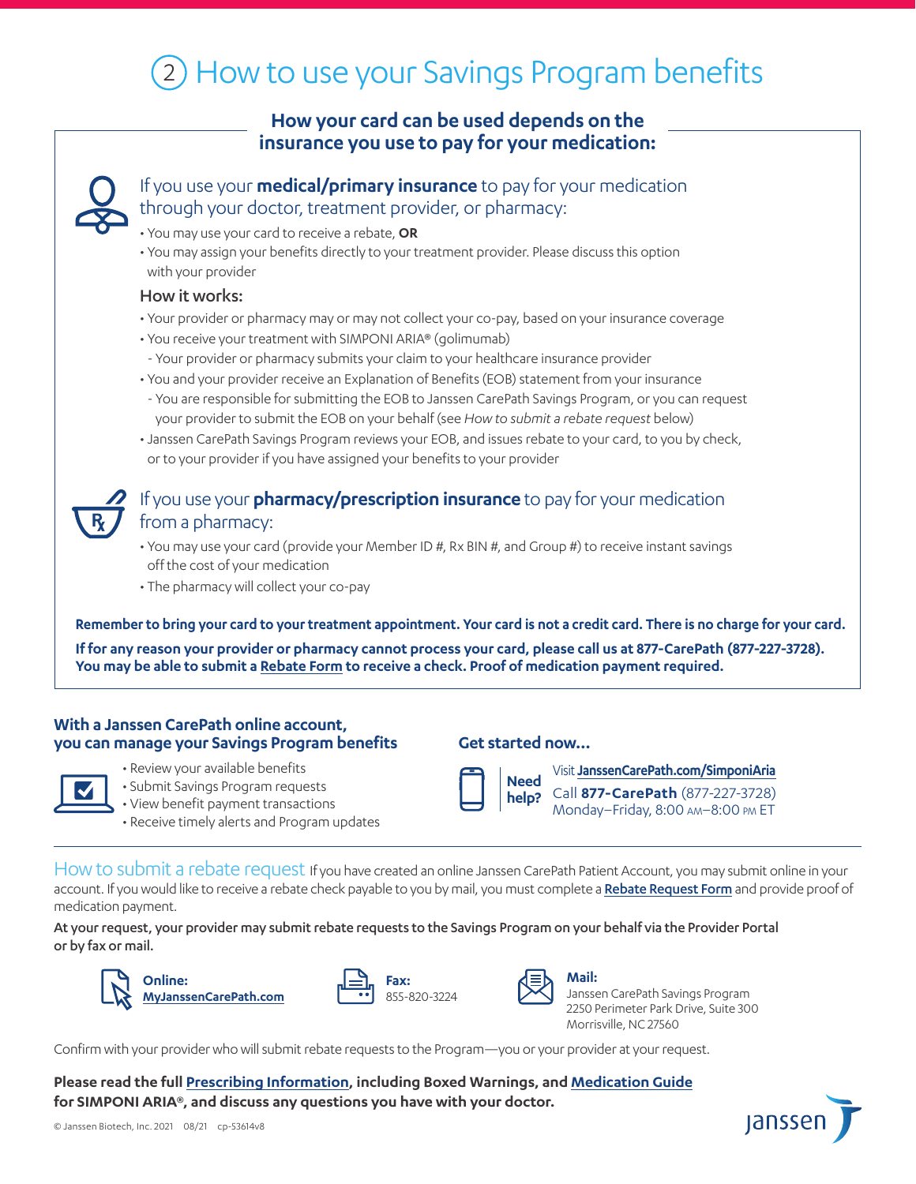# 2 How to use your Savings Program benefits

## How your card can be used depends on the insurance you use to pay for your medication:

### If you use your **medical/primary insurance** to pay for your medication through your doctor, treatment provider, or pharmacy:

- You may use your card to receive a rebate, **OR**
- You may assign your benefits directly to your treatment provider. Please discuss this option with your provider

#### How it works:

- Your provider or pharmacy may or may not collect your co-pay, based on your insurance coverage
- You receive your treatment with SIMPONI ARIA® (golimumab)
  - Your provider or pharmacy submits your claim to your healthcare insurance provider
- You and your provider receive an Explanation of Benefits (EOB) statement from your insurance
  - You are responsible for submitting the EOB to Janssen CarePath Savings Program, or you can request your provider to submit the EOB on your behalf (see *How to submit a rebate request* below)
- Janssen CarePath Savings Program reviews your EOB, and issues rebate to your card, to you by check, or to your provider if you have assigned your benefits to your provider

### If you use your **pharmacy/prescription insurance** to pay for your medication from a pharmacy:

- You may use your card (provide your Member ID #, Rx BIN #, and Group #) to receive instant savings off the cost of your medication
- The pharmacy will collect your co-pay

**Remember to bring your card to your treatment appointment. Your card is not a credit card. There is no charge for your card.**

**If for any reason your provider or pharmacy cannot process your card, please call us at 877-CarePath (877-227-3728). You may be able to submit a Rebate Form to receive a check. Proof of medication payment required.**

### With a Janssen CarePath online account, you can manage your Savings Program benefits

- Review your available benefits
- Submit Savings Program requests
- View benefit payment transactions
- Receive timely alerts and Program updates

### Get started now...

**Need help?**

Visit JanssenCarePath.com/SimponiAria

Call **877-CarePath** (877-227-3728)

Monday–Friday, 8:00 AM–8:00 PM ET

## How to submit a rebate request

If you have created an online Janssen CarePath Patient Account, you may submit online in your account. If you would like to receive a rebate check payable to you by mail, you must complete a Rebate Request Form and provide proof of medication payment.

**At your request, your provider may submit rebate requests to the Savings Program on your behalf via the Provider Portal or by fax or mail.**

**Online:** MyJanssenCarePath.com

**Fax:** 855-820-3224

**Mail:**
Janssen CarePath Savings Program
2250 Perimeter Park Drive, Suite 300
Morrisville, NC 27560

Confirm with your provider who will submit rebate requests to the Program—you or your provider at your request.

**Please read the full Prescribing Information, including Boxed Warnings, and Medication Guide for SIMPONI ARIA®, and discuss any questions you have with your doctor.**

© Janssen Biotech, Inc. 2021 08/21 cp-53614v8

Janssen